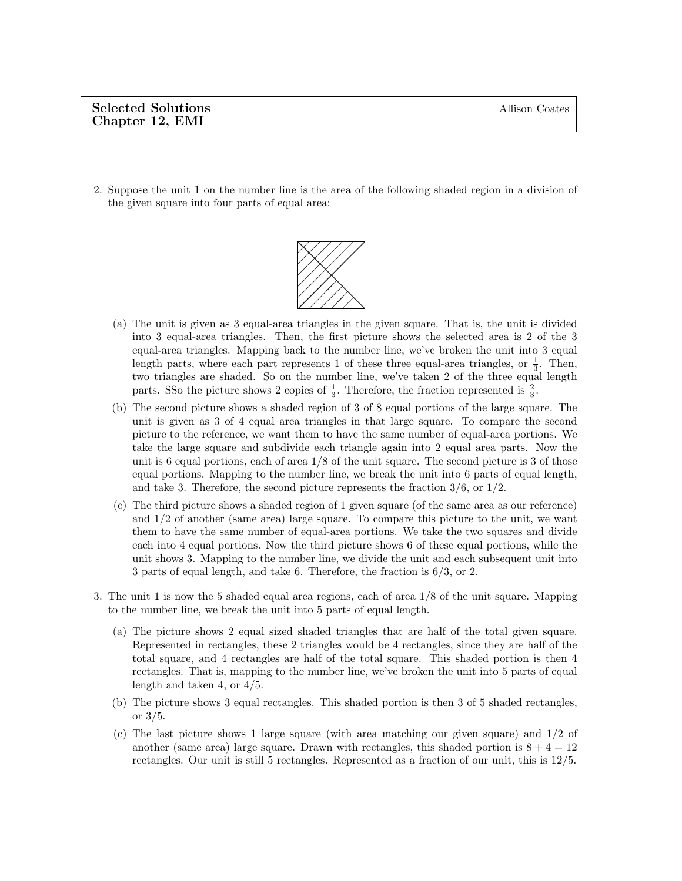**Selected Solutions** Allison Coates
**Chapter 12, EMI**

2. Suppose the unit 1 on the number line is the area of the following shaded region in a division of the given square into four parts of equal area:

   (a) The unit is given as 3 equal-area triangles in the given square. That is, the unit is divided into 3 equal-area triangles. Then, the first picture shows the selected area is 2 of the 3 equal-area triangles. Mapping back to the number line, we've broken the unit into 3 equal length parts, where each part represents 1 of these three equal-area triangles, or $\frac{1}{3}$. Then, two triangles are shaded. So on the number line, we've taken 2 of the three equal length parts. SSo the picture shows 2 copies of $\frac{1}{3}$. Therefore, the fraction represented is $\frac{2}{3}$.

   (b) The second picture shows a shaded region of 3 of 8 equal portions of the large square. The unit is given as 3 of 4 equal area triangles in that large square. To compare the second picture to the reference, we want them to have the same number of equal-area portions. We take the large square and subdivide each triangle again into 2 equal area parts. Now the unit is 6 equal portions, each of area 1/8 of the unit square. The second picture is 3 of those equal portions. Mapping to the number line, we break the unit into 6 parts of equal length, and take 3. Therefore, the second picture represents the fraction 3/6, or 1/2.

   (c) The third picture shows a shaded region of 1 given square (of the same area as our reference) and 1/2 of another (same area) large square. To compare this picture to the unit, we want them to have the same number of equal-area portions. We take the two squares and divide each into 4 equal portions. Now the third picture shows 6 of these equal portions, while the unit shows 3. Mapping to the number line, we divide the unit and each subsequent unit into 3 parts of equal length, and take 6. Therefore, the fraction is 6/3, or 2.

3. The unit 1 is now the 5 shaded equal area regions, each of area 1/8 of the unit square. Mapping to the number line, we break the unit into 5 parts of equal length.

   (a) The picture shows 2 equal sized shaded triangles that are half of the total given square. Represented in rectangles, these 2 triangles would be 4 rectangles, since they are half of the total square, and 4 rectangles are half of the total square. This shaded portion is then 4 rectangles. That is, mapping to the number line, we've broken the unit into 5 parts of equal length and taken 4, or 4/5.

   (b) The picture shows 3 equal rectangles. This shaded portion is then 3 of 5 shaded rectangles, or 3/5.

   (c) The last picture shows 1 large square (with area matching our given square) and 1/2 of another (same area) large square. Drawn with rectangles, this shaded portion is $8 + 4 = 12$ rectangles. Our unit is still 5 rectangles. Represented as a fraction of our unit, this is 12/5.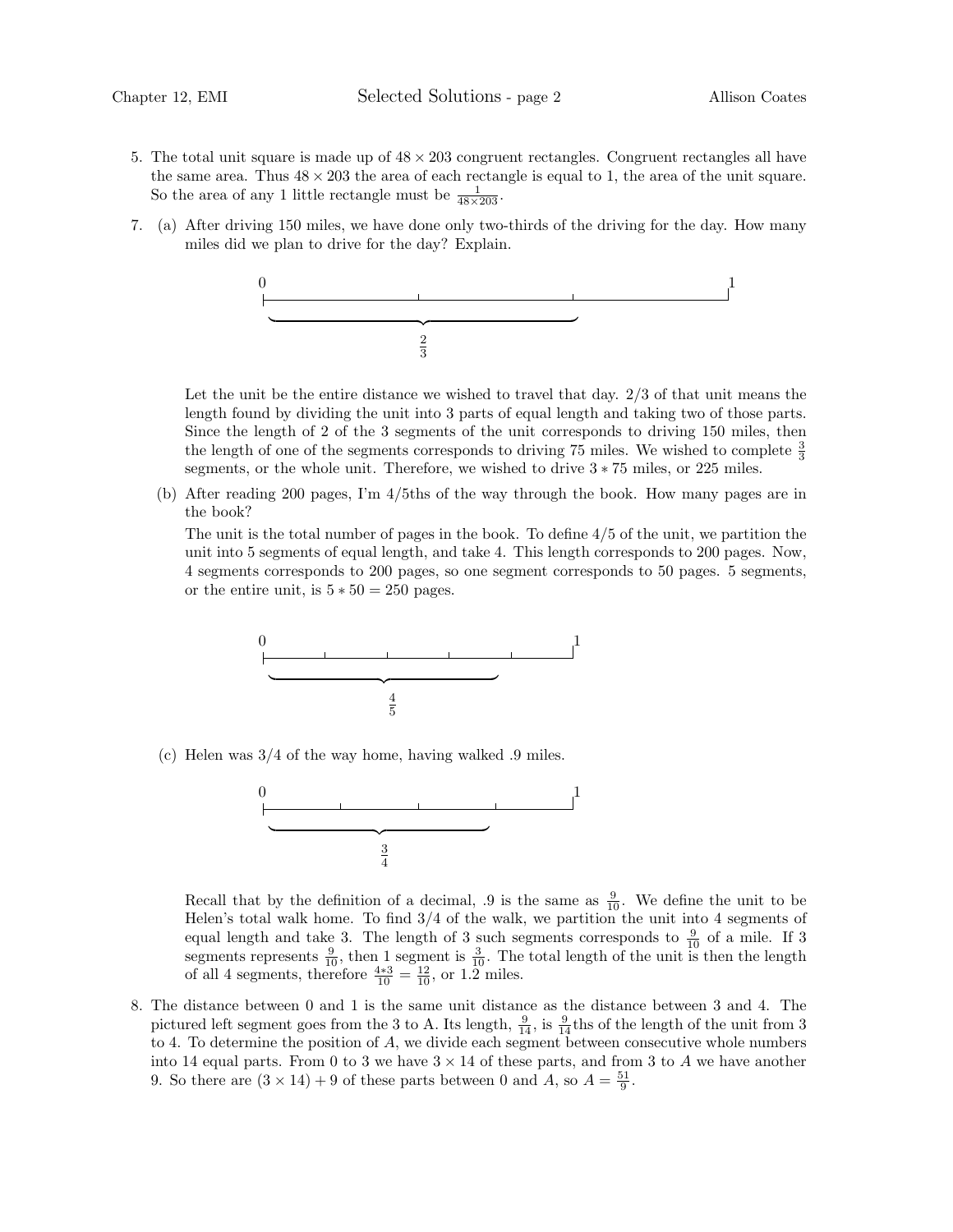5. The total unit square is made up of $48 \times 203$ congruent rectangles. Congruent rectangles all have the same area. Thus $48 \times 203$ the area of each rectangle is equal to 1, the area of the unit square. So the area of any 1 little rectangle must be $\frac{1}{48 \times 203}$.

7. (a) After driving 150 miles, we have done only two-thirds of the driving for the day. How many miles did we plan to drive for the day? Explain.

   0 ———————— 1, with $\frac{2}{3}$ marked

   Let the unit be the entire distance we wished to travel that day. 2/3 of that unit means the length found by dividing the unit into 3 parts of equal length and taking two of those parts. Since the length of 2 of the 3 segments of the unit corresponds to driving 150 miles, then the length of one of the segments corresponds to driving 75 miles. We wished to complete $\frac{3}{3}$ segments, or the whole unit. Therefore, we wished to drive $3 * 75$ miles, or 225 miles.

   (b) After reading 200 pages, I'm 4/5ths of the way through the book. How many pages are in the book?

   The unit is the total number of pages in the book. To define 4/5 of the unit, we partition the unit into 5 segments of equal length, and take 4. This length corresponds to 200 pages. Now, 4 segments corresponds to 200 pages, so one segment corresponds to 50 pages. 5 segments, or the entire unit, is $5 * 50 = 250$ pages.

   0 ———————— 1, with $\frac{4}{5}$ marked

   (c) Helen was 3/4 of the way home, having walked .9 miles.

   0 ———————— 1, with $\frac{3}{4}$ marked

   Recall that by the definition of a decimal, .9 is the same as $\frac{9}{10}$. We define the unit to be Helen's total walk home. To find 3/4 of the walk, we partition the unit into 4 segments of equal length and take 3. The length of 3 such segments corresponds to $\frac{9}{10}$ of a mile. If 3 segments represents $\frac{9}{10}$, then 1 segment is $\frac{3}{10}$. The total length of the unit is then the length of all 4 segments, therefore $\frac{4*3}{10} = \frac{12}{10}$, or 1.2 miles.

8. The distance between 0 and 1 is the same unit distance as the distance between 3 and 4. The pictured left segment goes from the 3 to A. Its length, $\frac{9}{14}$, is $\frac{9}{14}$ths of the length of the unit from 3 to 4. To determine the position of $A$, we divide each segment between consecutive whole numbers into 14 equal parts. From 0 to 3 we have $3 \times 14$ of these parts, and from 3 to $A$ we have another 9. So there are $(3 \times 14) + 9$ of these parts between 0 and $A$, so $A = \frac{51}{9}$.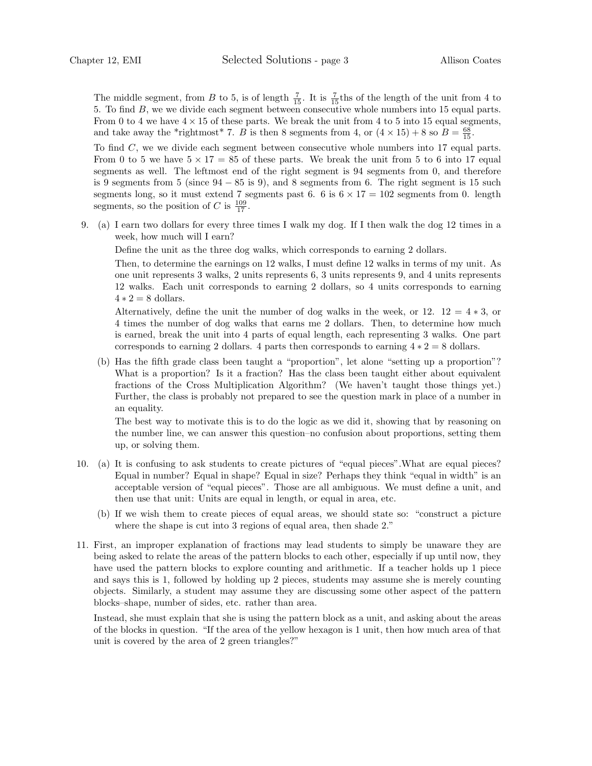The middle segment, from $B$ to 5, is of length $\frac{7}{15}$. It is $\frac{7}{15}$ths of the length of the unit from 4 to 5. To find $B$, we we divide each segment between consecutive whole numbers into 15 equal parts. From 0 to 4 we have $4 \times 15$ of these parts. We break the unit from 4 to 5 into 15 equal segments, and take away the *rightmost* 7. $B$ is then 8 segments from 4, or $(4 \times 15) + 8$ so $B = \frac{68}{15}$.

To find $C$, we we divide each segment between consecutive whole numbers into 17 equal parts. From 0 to 5 we have $5 \times 17 = 85$ of these parts. We break the unit from 5 to 6 into 17 equal segments as well. The leftmost end of the right segment is 94 segments from 0, and therefore is 9 segments from 5 (since $94 - 85$ is 9), and 8 segments from 6. The right segment is 15 such segments long, so it must extend 7 segments past 6. 6 is $6 \times 17 = 102$ segments from 0. length segments, so the position of $C$ is $\frac{109}{17}$.

9. (a) I earn two dollars for every three times I walk my dog. If I then walk the dog 12 times in a week, how much will I earn?

   Define the unit as the three dog walks, which corresponds to earning 2 dollars.

   Then, to determine the earnings on 12 walks, I must define 12 walks in terms of my unit. As one unit represents 3 walks, 2 units represents 6, 3 units represents 9, and 4 units represents 12 walks. Each unit corresponds to earning 2 dollars, so 4 units corresponds to earning $4 * 2 = 8$ dollars.

   Alternatively, define the unit the number of dog walks in the week, or 12. $12 = 4 * 3$, or 4 times the number of dog walks that earns me 2 dollars. Then, to determine how much is earned, break the unit into 4 parts of equal length, each representing 3 walks. One part corresponds to earning 2 dollars. 4 parts then corresponds to earning $4 * 2 = 8$ dollars.

   (b) Has the fifth grade class been taught a "proportion", let alone "setting up a proportion"? What is a proportion? Is it a fraction? Has the class been taught either about equivalent fractions of the Cross Multiplication Algorithm? (We haven't taught those things yet.) Further, the class is probably not prepared to see the question mark in place of a number in an equality.

   The best way to motivate this is to do the logic as we did it, showing that by reasoning on the number line, we can answer this question–no confusion about proportions, setting them up, or solving them.

10. (a) It is confusing to ask students to create pictures of "equal pieces".What are equal pieces? Equal in number? Equal in shape? Equal in size? Perhaps they think "equal in width" is an acceptable version of "equal pieces". Those are all ambiguous. We must define a unit, and then use that unit: Units are equal in length, or equal in area, etc.

    (b) If we wish them to create pieces of equal areas, we should state so: "construct a picture where the shape is cut into 3 regions of equal area, then shade 2."

11. First, an improper explanation of fractions may lead students to simply be unaware they are being asked to relate the areas of the pattern blocks to each other, especially if up until now, they have used the pattern blocks to explore counting and arithmetic. If a teacher holds up 1 piece and says this is 1, followed by holding up 2 pieces, students may assume she is merely counting objects. Similarly, a student may assume they are discussing some other aspect of the pattern blocks–shape, number of sides, etc. rather than area.

    Instead, she must explain that she is using the pattern block as a unit, and asking about the areas of the blocks in question. "If the area of the yellow hexagon is 1 unit, then how much area of that unit is covered by the area of 2 green triangles?"